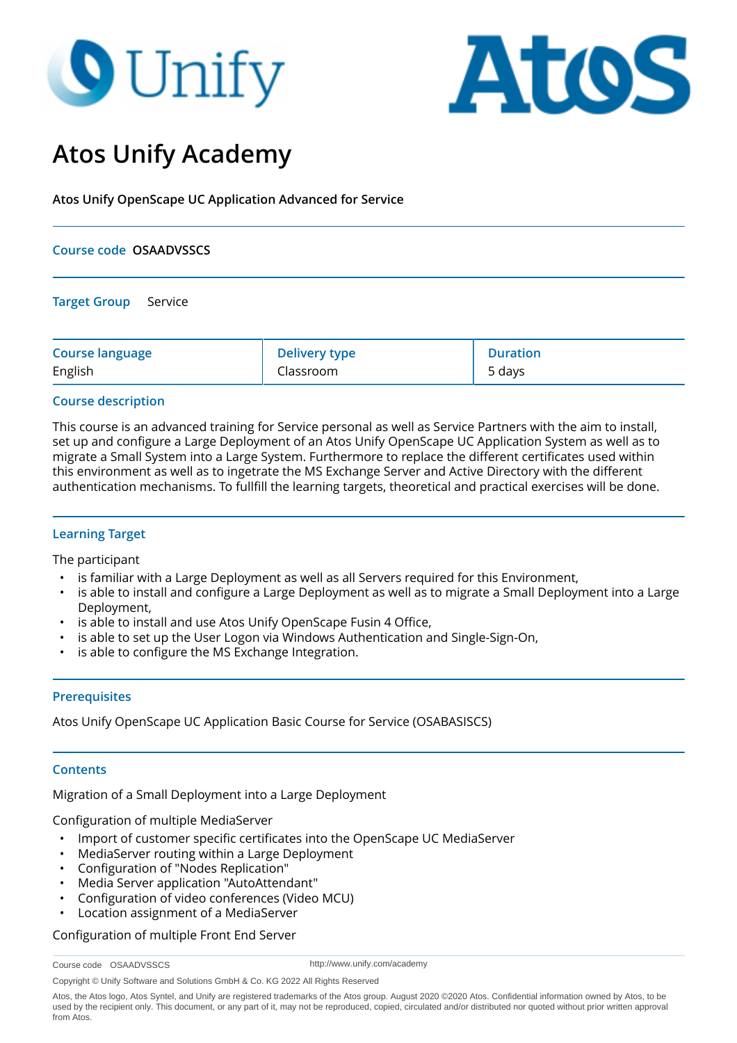# Atos Unify Academy

**Atos Unify OpenScape UC Application Advanced for Service**

**Course code** **OSAADVSSCS**

**Target Group** Service

| Course language | Delivery type | Duration |
|---|---|---|
| English | Classroom | 5 days |

## Course description

This course is an advanced training for Service personal as well as Service Partners with the aim to install, set up and configure a Large Deployment of an Atos Unify OpenScape UC Application System as well as to migrate a Small System into a Large System. Furthermore to replace the different certificates used within this environment as well as to ingetrate the MS Exchange Server and Active Directory with the different authentication mechanisms. To fullfill the learning targets, theoretical and practical exercises will be done.

## Learning Target

The participant

- is familiar with a Large Deployment as well as all Servers required for this Environment,
- is able to install and configure a Large Deployment as well as to migrate a Small Deployment into a Large Deployment,
- is able to install and use Atos Unify OpenScape Fusin 4 Office,
- is able to set up the User Logon via Windows Authentication and Single-Sign-On,
- is able to configure the MS Exchange Integration.

## Prerequisites

Atos Unify OpenScape UC Application Basic Course for Service (OSABASISCS)

## Contents

Migration of a Small Deployment into a Large Deployment

Configuration of multiple MediaServer

- Import of customer specific certificates into the OpenScape UC MediaServer
- MediaServer routing within a Large Deployment
- Configuration of "Nodes Replication"
- Media Server application "AutoAttendant"
- Configuration of video conferences (Video MCU)
- Location assignment of a MediaServer

Configuration of multiple Front End Server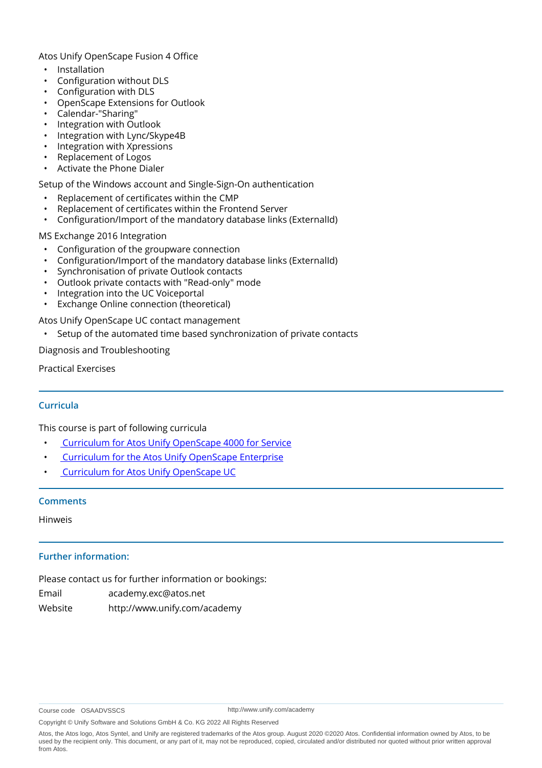Atos Unify OpenScape Fusion 4 Office

- Installation
- Configuration without DLS
- Configuration with DLS
- OpenScape Extensions for Outlook
- Calendar-"Sharing"
- Integration with Outlook
- Integration with Lync/Skype4B
- Integration with Xpressions
- Replacement of Logos
- Activate the Phone Dialer

Setup of the Windows account and Single-Sign-On authentication

- Replacement of certificates within the CMP
- Replacement of certificates within the Frontend Server
- Configuration/Import of the mandatory database links (ExternalId)

MS Exchange 2016 Integration

- Configuration of the groupware connection
- Configuration/Import of the mandatory database links (ExternalId)
- Synchronisation of private Outlook contacts
- Outlook private contacts with "Read-only" mode
- Integration into the UC Voiceportal
- Exchange Online connection (theoretical)

Atos Unify OpenScape UC contact management

- Setup of the automated time based synchronization of private contacts

Diagnosis and Troubleshooting

Practical Exercises

## Curricula

This course is part of following curricula

- Curriculum for Atos Unify OpenScape 4000 for Service
- Curriculum for the Atos Unify OpenScape Enterprise
- Curriculum for Atos Unify OpenScape UC

## Comments

Hinweis

## Further information:

Please contact us for further information or bookings:

Email academy.exc@atos.net

Website http://www.unify.com/academy

Course code OSAADVSSCS

Copyright © Unify Software and Solutions GmbH & Co. KG 2022 All Rights Reserved

Atos, the Atos logo, Atos Syntel, and Unify are registered trademarks of the Atos group. August 2020 ©2020 Atos. Confidential information owned by Atos, to be used by the recipient only. This document, or any part of it, may not be reproduced, copied, circulated and/or distributed nor quoted without prior written approval from Atos.